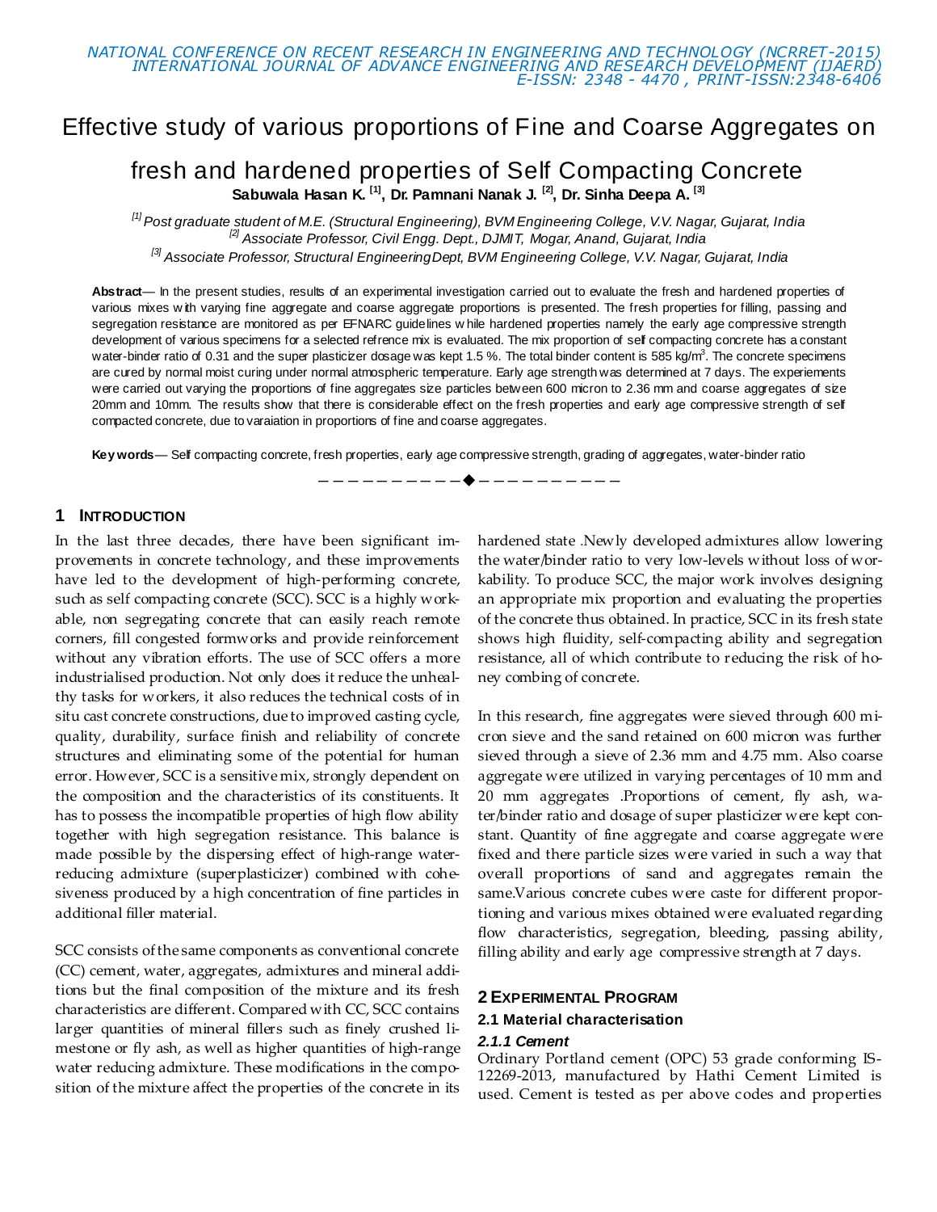# Effective study of various proportions of Fine and Coarse Aggregates on fresh and hardened properties of Self Compacting Concrete

**Sabuwala Hasan K. [1], Dr. Pamnani Nanak J. [2], Dr. Sinha Deepa A. [3]**

*[1] Post graduate student of M.E. (Structural Engineering), BVM Engineering College, V.V. Nagar, Gujarat, India*
*[2] Associate Professor, Civil Engg. Dept., DJMIT, Mogar, Anand, Gujarat, India*
*[3] Associate Professor, Structural EngineeringDept, BVM Engineering College, V.V. Nagar, Gujarat, India*

**Abstract**— In the present studies, results of an experimental investigation carried out to evaluate the fresh and hardened properties of various mixes with varying fine aggregate and coarse aggregate proportions is presented. The fresh properties for filling, passing and segregation resistance are monitored as per EFNARC guidelines while hardened properties namely the early age compressive strength development of various specimens for a selected refrence mix is evaluated. The mix proportion of self compacting concrete has a constant water-binder ratio of 0.31 and the super plasticizer dosage was kept 1.5 %. The total binder content is 585 kg/m$^3$. The concrete specimens are cured by normal moist curing under normal atmospheric temperature. Early age strength was determined at 7 days. The experiements were carried out varying the proportions of fine aggregates size particles between 600 micron to 2.36 mm and coarse aggregates of size 20mm and 10mm. The results show that there is considerable effect on the fresh properties and early age compressive strength of self compacted concrete, due to varaiation in proportions of fine and coarse aggregates.

**Keywords**— Self compacting concrete, fresh properties, early age compressive strength, grading of aggregates, water-binder ratio

## 1 Introduction

In the last three decades, there have been significant improvements in concrete technology, and these improvements have led to the development of high-performing concrete, such as self compacting concrete (SCC). SCC is a highly workable, non segregating concrete that can easily reach remote corners, fill congested formworks and provide reinforcement without any vibration efforts. The use of SCC offers a more industrialised production. Not only does it reduce the unhealthy tasks for workers, it also reduces the technical costs of in situ cast concrete constructions, due to improved casting cycle, quality, durability, surface finish and reliability of concrete structures and eliminating some of the potential for human error. However, SCC is a sensitive mix, strongly dependent on the composition and the characteristics of its constituents. It has to possess the incompatible properties of high flow ability together with high segregation resistance. This balance is made possible by the dispersing effect of high-range water-reducing admixture (superplasticizer) combined with cohesiveness produced by a high concentration of fine particles in additional filler material.

SCC consists of the same components as conventional concrete (CC) cement, water, aggregates, admixtures and mineral additions but the final composition of the mixture and its fresh characteristics are different. Compared with CC, SCC contains larger quantities of mineral fillers such as finely crushed limestone or fly ash, as well as higher quantities of high-range water reducing admixture. These modifications in the composition of the mixture affect the properties of the concrete in its hardened state .Newly developed admixtures allow lowering the water/binder ratio to very low-levels without loss of workability. To produce SCC, the major work involves designing an appropriate mix proportion and evaluating the properties of the concrete thus obtained. In practice, SCC in its fresh state shows high fluidity, self-compacting ability and segregation resistance, all of which contribute to reducing the risk of honey combing of concrete.

In this research, fine aggregates were sieved through 600 micron sieve and the sand retained on 600 micron was further sieved through a sieve of 2.36 mm and 4.75 mm. Also coarse aggregate were utilized in varying percentages of 10 mm and 20 mm aggregates .Proportions of cement, fly ash, water/binder ratio and dosage of super plasticizer were kept constant. Quantity of fine aggregate and coarse aggregate were fixed and there particle sizes were varied in such a way that overall proportions of sand and aggregates remain the same.Various concrete cubes were caste for different proportioning and various mixes obtained were evaluated regarding flow characteristics, segregation, bleeding, passing ability, filling ability and early age compressive strength at 7 days.

## 2 Experimental Program

### 2.1 Material characterisation

#### 2.1.1 Cement

Ordinary Portland cement (OPC) 53 grade conforming IS-12269-2013, manufactured by Hathi Cement Limited is used. Cement is tested as per above codes and properties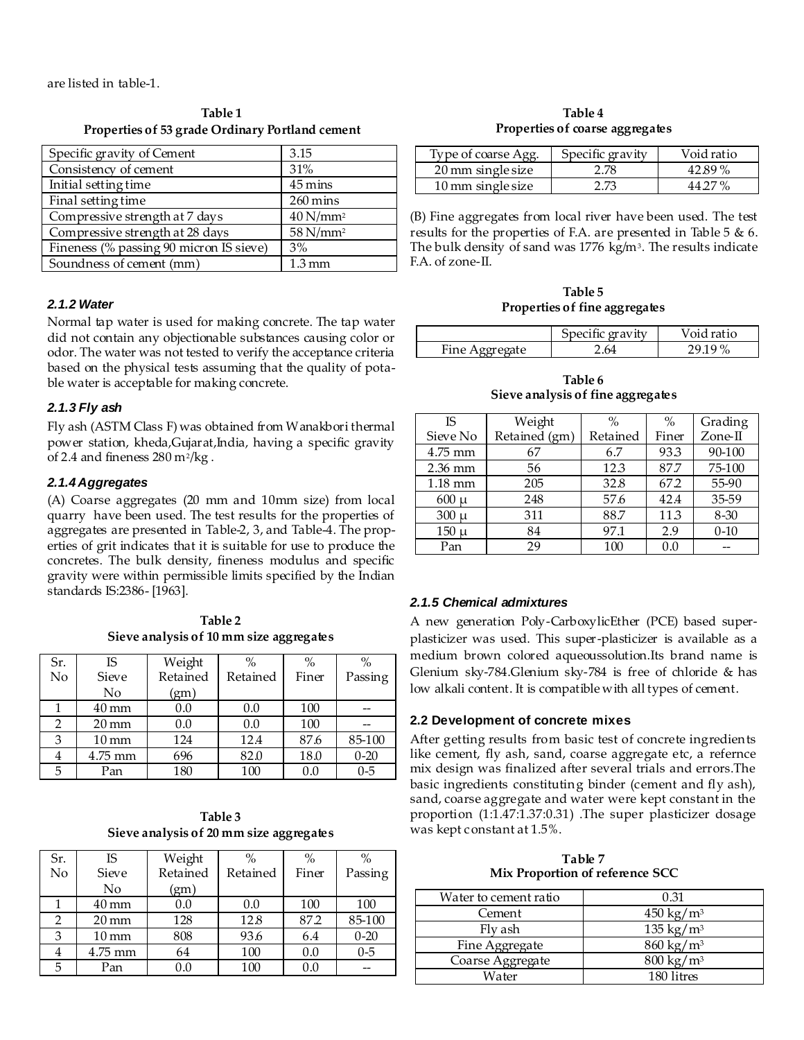are listed in table-1.

**Table 1**
**Properties of 53 grade Ordinary Portland cement**

| Specific gravity of Cement | 3.15 |
|---|---|
| Consistency of cement | 31% |
| Initial setting time | 45 mins |
| Final setting time | 260 mins |
| Compressive strength at 7 days | 40 N/mm² |
| Compressive strength at 28 days | 58 N/mm² |
| Fineness (% passing 90 micron IS sieve) | 3% |
| Soundness of cement (mm) | 1.3 mm |

### *2.1.2 Water*

Normal tap water is used for making concrete. The tap water did not contain any objectionable substances causing color or odor. The water was not tested to verify the acceptance criteria based on the physical tests assuming that the quality of potable water is acceptable for making concrete.

### *2.1.3 Fly ash*

Fly ash (ASTM Class F) was obtained from Wanakbori thermal power station, kheda,Gujarat,India, having a specific gravity of 2.4 and fineness 280 m²/kg .

### *2.1.4 Aggregates*

(A) Coarse aggregates (20 mm and 10mm size) from local quarry have been used. The test results for the properties of aggregates are presented in Table-2, 3, and Table-4. The properties of grit indicates that it is suitable for use to produce the concretes. The bulk density, fineness modulus and specific gravity were within permissible limits specified by the Indian standards IS:2386- [1963].

**Table 2**
**Sieve analysis of 10 mm size aggregates**

| Sr. No | IS Sieve No | Weight Retained (gm) | % Retained | % Finer | % Passing |
|---|---|---|---|---|---|
| 1 | 40 mm | 0.0 | 0.0 | 100 | -- |
| 2 | 20 mm | 0.0 | 0.0 | 100 | -- |
| 3 | 10 mm | 124 | 12.4 | 87.6 | 85-100 |
| 4 | 4.75 mm | 696 | 82.0 | 18.0 | 0-20 |
| 5 | Pan | 180 | 100 | 0.0 | 0-5 |

**Table 3**
**Sieve analysis of 20 mm size aggregates**

| Sr. No | IS Sieve No | Weight Retained (gm) | % Retained | % Finer | % Passing |
|---|---|---|---|---|---|
| 1 | 40 mm | 0.0 | 0.0 | 100 | 100 |
| 2 | 20 mm | 128 | 12.8 | 87.2 | 85-100 |
| 3 | 10 mm | 808 | 93.6 | 6.4 | 0-20 |
| 4 | 4.75 mm | 64 | 100 | 0.0 | 0-5 |
| 5 | Pan | 0.0 | 100 | 0.0 | -- |

**Table 4**
**Properties of coarse aggregates**

| Type of coarse Agg. | Specific gravity | Void ratio |
|---|---|---|
| 20 mm single size | 2.78 | 42.89 % |
| 10 mm single size | 2.73 | 44.27 % |

(B) Fine aggregates from local river have been used. The test results for the properties of F.A. are presented in Table 5 & 6. The bulk density of sand was 1776 kg/m³. The results indicate F.A. of zone-II.

**Table 5**
**Properties of fine aggregates**

| | Specific gravity | Void ratio |
|---|---|---|
| Fine Aggregate | 2.64 | 29.19 % |

**Table 6**
**Sieve analysis of fine aggregates**

| IS Sieve No | Weight Retained (gm) | % Retained | % Finer | Grading Zone-II |
|---|---|---|---|---|
| 4.75 mm | 67 | 6.7 | 93.3 | 90-100 |
| 2.36 mm | 56 | 12.3 | 87.7 | 75-100 |
| 1.18 mm | 205 | 32.8 | 67.2 | 55-90 |
| 600 μ | 248 | 57.6 | 42.4 | 35-59 |
| 300 μ | 311 | 88.7 | 11.3 | 8-30 |
| 150 μ | 84 | 97.1 | 2.9 | 0-10 |
| Pan | 29 | 100 | 0.0 | -- |

### *2.1.5 Chemical admixtures*

A new generation Poly-CarboxylicEther (PCE) based super-plasticizer was used. This super-plasticizer is available as a medium brown colored aqueoussolution.Its brand name is Glenium sky-784.Glenium sky-784 is free of chloride & has low alkali content. It is compatible with all types of cement.

## 2.2 Development of concrete mixes

After getting results from basic test of concrete ingredients like cement, fly ash, sand, coarse aggregate etc, a refernce mix design was finalized after several trials and errors.The basic ingredients constituting binder (cement and fly ash), sand, coarse aggregate and water were kept constant in the proportion (1:1.47:1.37:0.31) .The super plasticizer dosage was kept constant at 1.5%.

**Table 7**
**Mix Proportion of reference SCC**

| Water to cement ratio | 0.31 |
|---|---|
| Cement | 450 kg/m³ |
| Fly ash | 135 kg/m³ |
| Fine Aggregate | 860 kg/m³ |
| Coarse Aggregate | 800 kg/m³ |
| Water | 180 litres |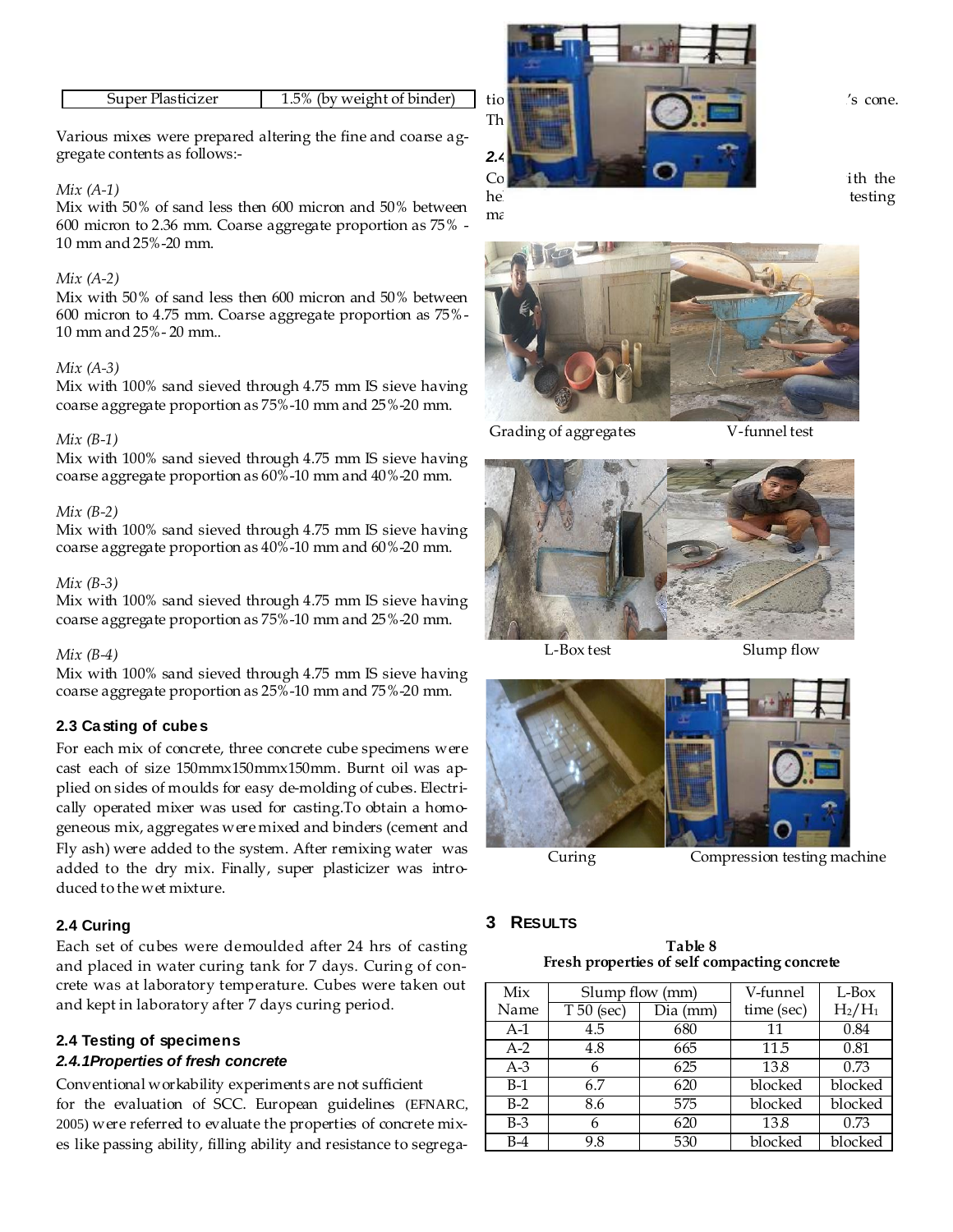| Super Plasticizer | 1.5% (by weight of binder) |
|---|---|

Various mixes were prepared altering the fine and coarse aggregate contents as follows:-

*Mix (A-1)*
Mix with 50% of sand less then 600 micron and 50% between 600 micron to 2.36 mm. Coarse aggregate proportion as 75% - 10 mm and 25%-20 mm.

*Mix (A-2)*
Mix with 50% of sand less then 600 micron and 50% between 600 micron to 4.75 mm. Coarse aggregate proportion as 75%-10 mm and 25%- 20 mm..

*Mix (A-3)*
Mix with 100% sand sieved through 4.75 mm IS sieve having coarse aggregate proportion as 75%-10 mm and 25%-20 mm.

*Mix (B-1)*
Mix with 100% sand sieved through 4.75 mm IS sieve having coarse aggregate proportion as 60%-10 mm and 40%-20 mm.

*Mix (B-2)*
Mix with 100% sand sieved through 4.75 mm IS sieve having coarse aggregate proportion as 40%-10 mm and 60%-20 mm.

*Mix (B-3)*
Mix with 100% sand sieved through 4.75 mm IS sieve having coarse aggregate proportion as 75%-10 mm and 25%-20 mm.

*Mix (B-4)*
Mix with 100% sand sieved through 4.75 mm IS sieve having coarse aggregate proportion as 25%-10 mm and 75%-20 mm.

### 2.3 Casting of cubes

For each mix of concrete, three concrete cube specimens were cast each of size 150mmx150mmx150mm. Burnt oil was applied on sides of moulds for easy de-molding of cubes. Electrically operated mixer was used for casting.To obtain a homogeneous mix, aggregates were mixed and binders (cement and Fly ash) were added to the system. After remixing water was added to the dry mix. Finally, super plasticizer was introduced to the wet mixture.

### 2.4 Curing

Each set of cubes were demoulded after 24 hrs of casting and placed in water curing tank for 7 days. Curing of concrete was at laboratory temperature. Cubes were taken out and kept in laboratory after 7 days curing period.

### 2.4 Testing of specimens

#### *2.4.1Properties of fresh concrete*

Conventional workability experiments are not sufficient for the evaluation of SCC. European guidelines (EFNARC, 2005) were referred to evaluate the properties of concrete mixes like passing ability, filling ability and resistance to segregation ... 's cone. Th...

#### *2.4...*

Co... ith the he... testing ma...

Grading of aggregates V-funnel test

L-Box test Slump flow

Curing Compression testing machine

## 3 Results

**Table 8**
**Fresh properties of self compacting concrete**

| Mix Name | Slump flow (mm) | | V-funnel time (sec) | L-Box $H_2/H_1$ |
|---|---|---|---|---|
| | T 50 (sec) | Dia (mm) | | |
| A-1 | 4.5 | 680 | 11 | 0.84 |
| A-2 | 4.8 | 665 | 11.5 | 0.81 |
| A-3 | 6 | 625 | 13.8 | 0.73 |
| B-1 | 6.7 | 620 | blocked | blocked |
| B-2 | 8.6 | 575 | blocked | blocked |
| B-3 | 6 | 620 | 13.8 | 0.73 |
| B-4 | 9.8 | 530 | blocked | blocked |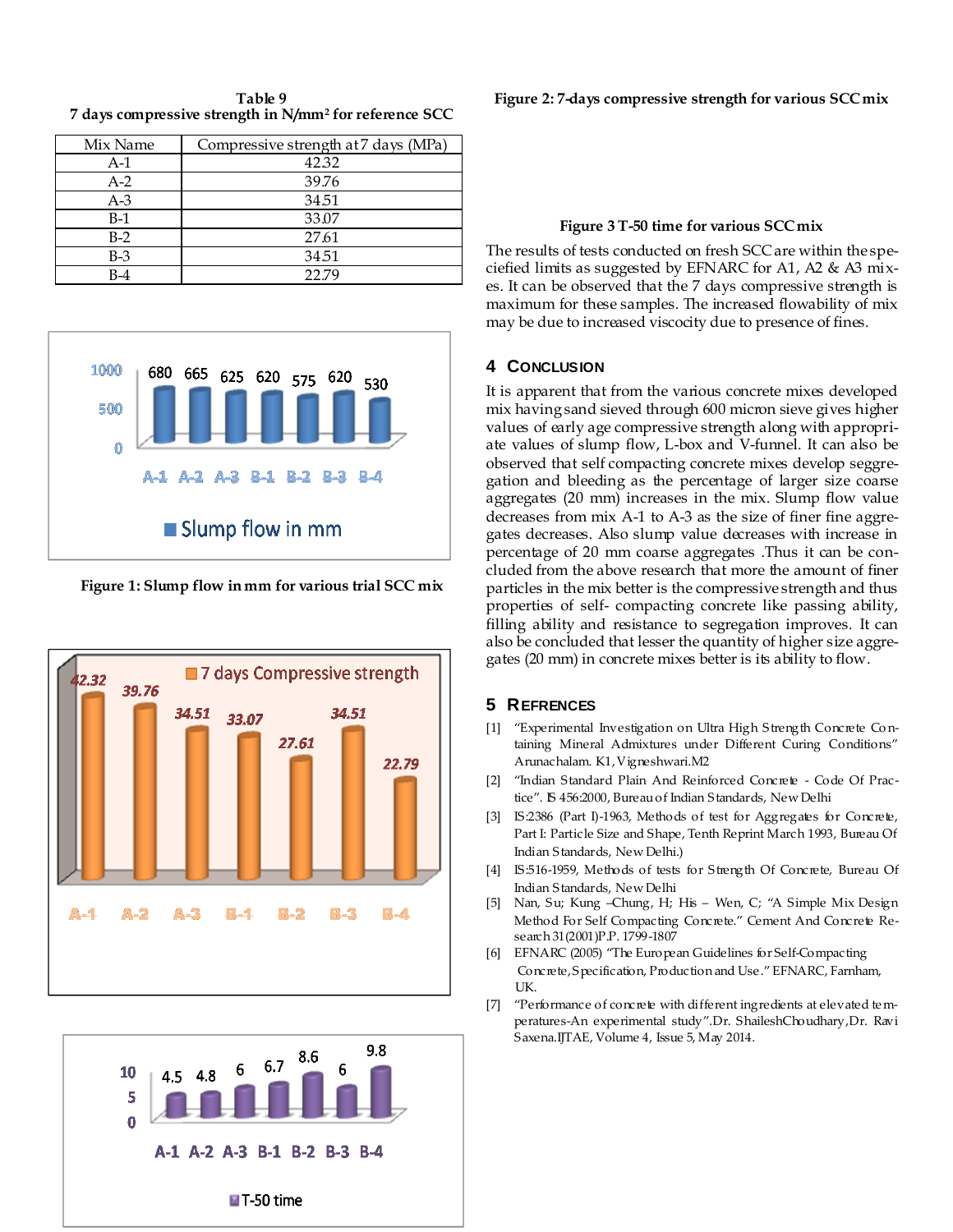Table 9
7 days compressive strength in N/mm² for reference SCC

| Mix Name | Compressive strength at 7 days (MPa) |
|---|---|
| A-1 | 42.32 |
| A-2 | 39.76 |
| A-3 | 34.51 |
| B-1 | 33.07 |
| B-2 | 27.61 |
| B-3 | 34.51 |
| B-4 | 22.79 |

1000
500
0
680 665 625 620 575 620 530
A-1 A-2 A-3 B-1 B-2 B-3 B-4
Slump flow in mm

**Figure 1: Slump flow in mm for various trial SCC mix**

7 days Compressive strength
42.32 39.76 34.51 33.07 27.61 34.51 22.79
A-1 A-2 A-3 B-1 B-2 B-3 B-4

**Figure 2: 7-days compressive strength for various SCC mix**

10
5
0
4.5 4.8 6 6.7 8.6 6 9.8
A-1 A-2 A-3 B-1 B-2 B-3 B-4
T-50 time

**Figure 3 T-50 time for various SCC mix**

The results of tests conducted on fresh SCC are within the speciefied limits as suggested by EFNARC for A1, A2 & A3 mixes. It can be observed that the 7 days compressive strength is maximum for these samples. The increased flowability of mix may be due to increased viscocity due to presence of fines.

## 4 Conclusion

It is apparent that from the various concrete mixes developed mix having sand sieved through 600 micron sieve gives higher values of early age compressive strength along with appropriate values of slump flow, L-box and V-funnel. It can also be observed that self compacting concrete mixes develop segregation and bleeding as the percentage of larger size coarse aggregates (20 mm) increases in the mix. Slump flow value decreases from mix A-1 to A-3 as the size of finer fine aggregates decreases. Also slump value decreases with increase in percentage of 20 mm coarse aggregates .Thus it can be concluded from the above research that more the amount of finer particles in the mix better is the compressive strength and thus properties of self- compacting concrete like passing ability, filling ability and resistance to segregation improves. It can also be concluded that lesser the quantity of higher size aggregates (20 mm) in concrete mixes better is its ability to flow.

## 5 Refrences

[1] "Experimental Investigation on Ultra High Strength Concrete Containing Mineral Admixtures under Different Curing Conditions" Arunachalam. K1, Vigneshwari.M2

[2] "Indian Standard Plain And Reinforced Concrete - Code Of Practice". IS 456:2000, Bureau of Indian Standards, New Delhi

[3] IS:2386 (Part I)-1963, Methods of test for Aggregates for Concrete, Part I: Particle Size and Shape, Tenth Reprint March 1993, Bureau Of Indian Standards, New Delhi.)

[4] IS:516-1959, Methods of tests for Strength Of Concrete, Bureau Of Indian Standards, New Delhi

[5] Nan, Su; Kung –Chung, H; His – Wen, C; "A Simple Mix Design Method For Self Compacting Concrete." Cement And Concrete Research 31 (2001) P.P. 1799-1807

[6] EFNARC (2005) "The European Guidelines for Self-Compacting Concrete, Specification, Production and Use." EFNARC, Farnham, UK.

[7] "Performance of concrete with different ingredients at elevated temperatures-An experimental study".Dr. ShaileshChoudhary,Dr. Ravi Saxena.IJTAE, Volume 4, Issue 5, May 2014.